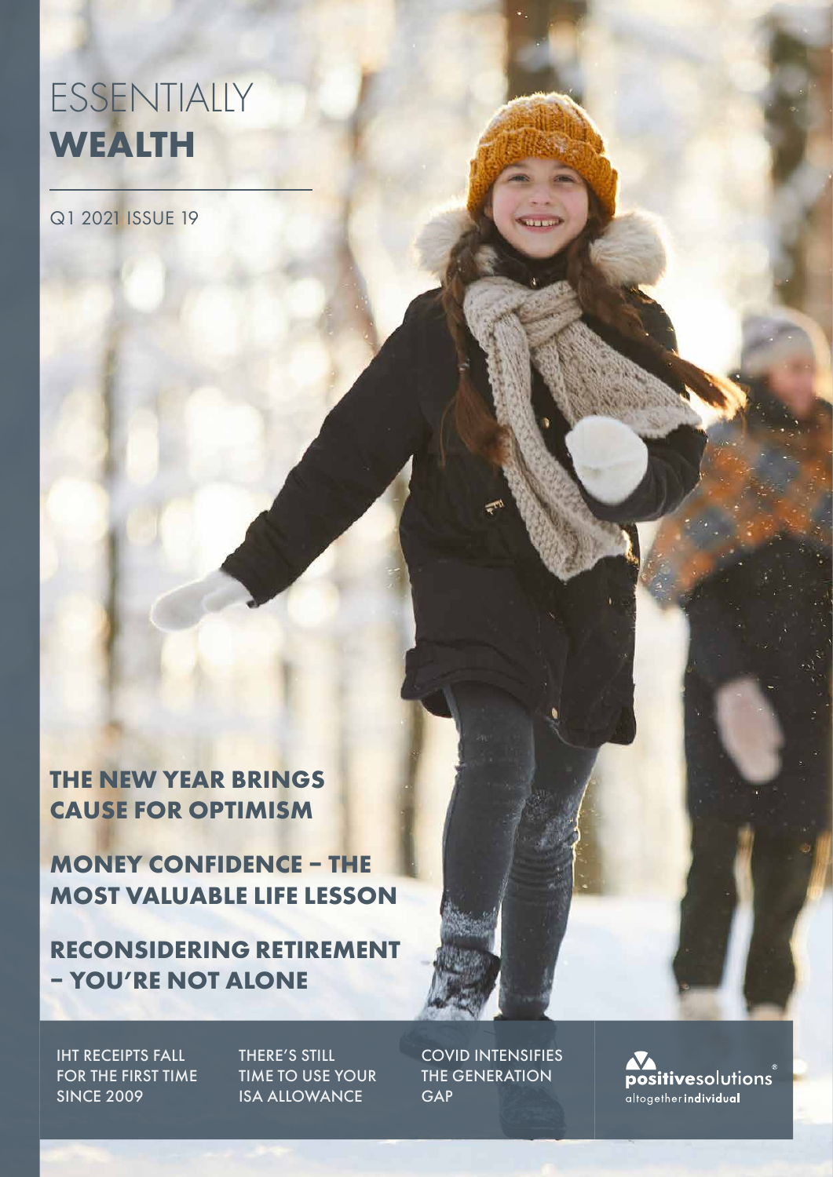# ESSENTIALLY **WEALTH**

Q1 2021 ISSUE 19

## THE NEW YEAR BRINGS CAUSE FOR OPTIMISM

## MONEY CONFIDENCE – THE MOST VALUABLE LIFE LESSON

## RECONSIDERING RETIREMENT – YOU'RE NOT ALONE

IHT RECEIPTS FALL FOR THE FIRST TIME SINCE 2009

THERE'S STILL TIME TO USE YOUR ISA ALLOWANCE

COVID INTENSIFIES THE GENERATION GAP

positivesolutions®
altogether individual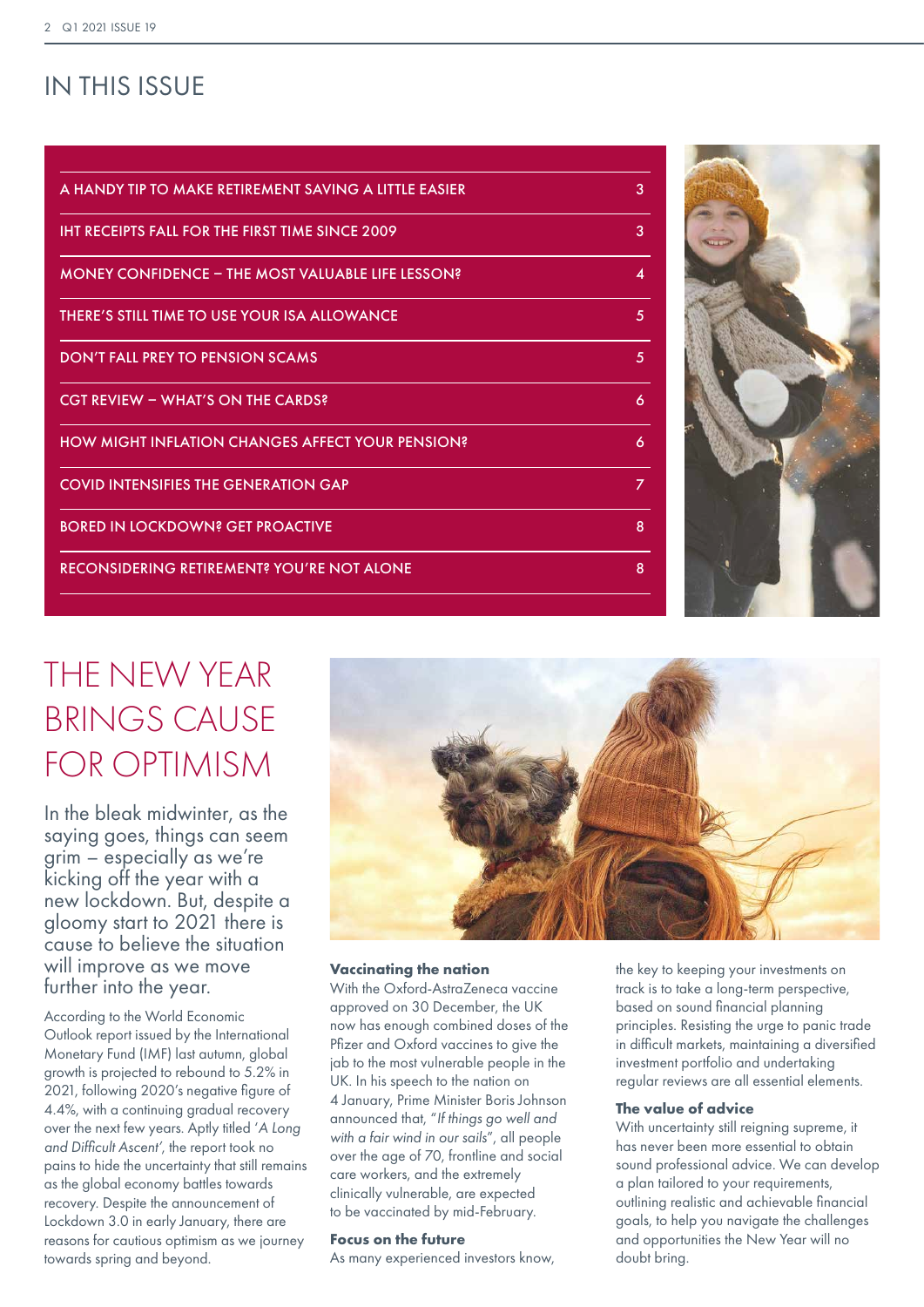# IN THIS ISSUE

| | |
|---|---|
| A HANDY TIP TO MAKE RETIREMENT SAVING A LITTLE EASIER | 3 |
| IHT RECEIPTS FALL FOR THE FIRST TIME SINCE 2009 | 3 |
| MONEY CONFIDENCE – THE MOST VALUABLE LIFE LESSON? | 4 |
| THERE'S STILL TIME TO USE YOUR ISA ALLOWANCE | 5 |
| DON'T FALL PREY TO PENSION SCAMS | 5 |
| CGT REVIEW – WHAT'S ON THE CARDS? | 6 |
| HOW MIGHT INFLATION CHANGES AFFECT YOUR PENSION? | 6 |
| COVID INTENSIFIES THE GENERATION GAP | 7 |
| BORED IN LOCKDOWN? GET PROACTIVE | 8 |
| RECONSIDERING RETIREMENT? YOU'RE NOT ALONE | 8 |

# THE NEW YEAR BRINGS CAUSE FOR OPTIMISM

In the bleak midwinter, as the saying goes, things can seem grim – especially as we're kicking off the year with a new lockdown. But, despite a gloomy start to 2021 there is cause to believe the situation will improve as we move further into the year.

According to the World Economic Outlook report issued by the International Monetary Fund (IMF) last autumn, global growth is projected to rebound to 5.2% in 2021, following 2020's negative figure of 4.4%, with a continuing gradual recovery over the next few years. Aptly titled *'A Long and Difficult Ascent'*, the report took no pains to hide the uncertainty that still remains as the global economy battles towards recovery. Despite the announcement of Lockdown 3.0 in early January, there are reasons for cautious optimism as we journey towards spring and beyond.

### Vaccinating the nation

With the Oxford-AstraZeneca vaccine approved on 30 December, the UK now has enough combined doses of the Pfizer and Oxford vaccines to give the jab to the most vulnerable people in the UK. In his speech to the nation on 4 January, Prime Minister Boris Johnson announced that, "*If things go well and with a fair wind in our sails*", all people over the age of 70, frontline and social care workers, and the extremely clinically vulnerable, are expected to be vaccinated by mid-February.

### Focus on the future

As many experienced investors know, the key to keeping your investments on track is to take a long-term perspective, based on sound financial planning principles. Resisting the urge to panic trade in difficult markets, maintaining a diversified investment portfolio and undertaking regular reviews are all essential elements.

### The value of advice

With uncertainty still reigning supreme, it has never been more essential to obtain sound professional advice. We can develop a plan tailored to your requirements, outlining realistic and achievable financial goals, to help you navigate the challenges and opportunities the New Year will no doubt bring.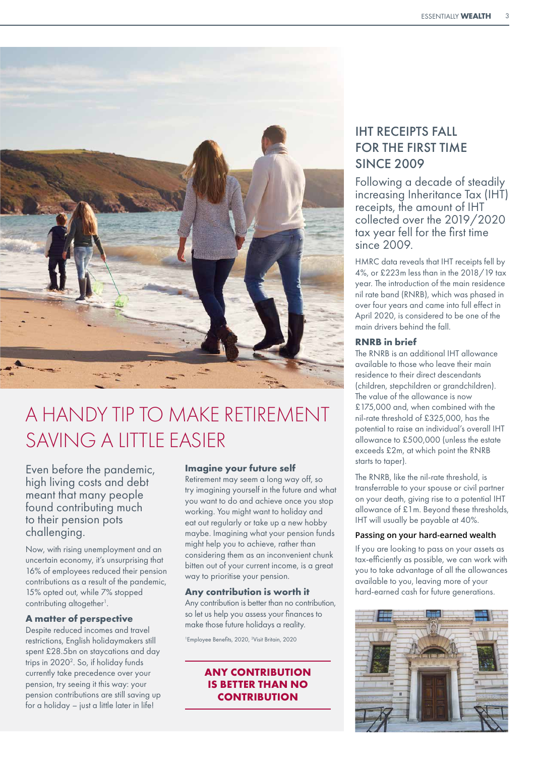# A HANDY TIP TO MAKE RETIREMENT SAVING A LITTLE EASIER

Even before the pandemic, high living costs and debt meant that many people found contributing much to their pension pots challenging.

Now, with rising unemployment and an uncertain economy, it's unsurprising that 16% of employees reduced their pension contributions as a result of the pandemic, 15% opted out, while 7% stopped contributing altogether[1].

### A matter of perspective

Despite reduced incomes and travel restrictions, English holidaymakers still spent £28.5bn on staycations and day trips in 2020[2]. So, if holiday funds currently take precedence over your pension, try seeing it this way: your pension contributions are still saving up for a holiday – just a little later in life!

### Imagine your future self

Retirement may seem a long way off, so try imagining yourself in the future and what you want to do and achieve once you stop working. You might want to holiday and eat out regularly or take up a new hobby maybe. Imagining what your pension funds might help you to achieve, rather than considering them as an inconvenient chunk bitten out of your current income, is a great way to prioritise your pension.

### Any contribution is worth it

Any contribution is better than no contribution, so let us help you assess your finances to make those future holidays a reality.

[1]Employee Benefits, 2020, [2]Visit Britain, 2020

**ANY CONTRIBUTION IS BETTER THAN NO CONTRIBUTION**

## IHT RECEIPTS FALL FOR THE FIRST TIME SINCE 2009

Following a decade of steadily increasing Inheritance Tax (IHT) receipts, the amount of IHT collected over the 2019/2020 tax year fell for the first time since 2009.

HMRC data reveals that IHT receipts fell by 4%, or £223m less than in the 2018/19 tax year. The introduction of the main residence nil rate band (RNRB), which was phased in over four years and came into full effect in April 2020, is considered to be one of the main drivers behind the fall.

### RNRB in brief

The RNRB is an additional IHT allowance available to those who leave their main residence to their direct descendants (children, stepchildren or grandchildren). The value of the allowance is now £175,000 and, when combined with the nil-rate threshold of £325,000, has the potential to raise an individual's overall IHT allowance to £500,000 (unless the estate exceeds £2m, at which point the RNRB starts to taper).

The RNRB, like the nil-rate threshold, is transferrable to your spouse or civil partner on your death, giving rise to a potential IHT allowance of £1m. Beyond these thresholds, IHT will usually be payable at 40%.

### Passing on your hard-earned wealth

If you are looking to pass on your assets as tax-efficiently as possible, we can work with you to take advantage of all the allowances available to you, leaving more of your hard-earned cash for future generations.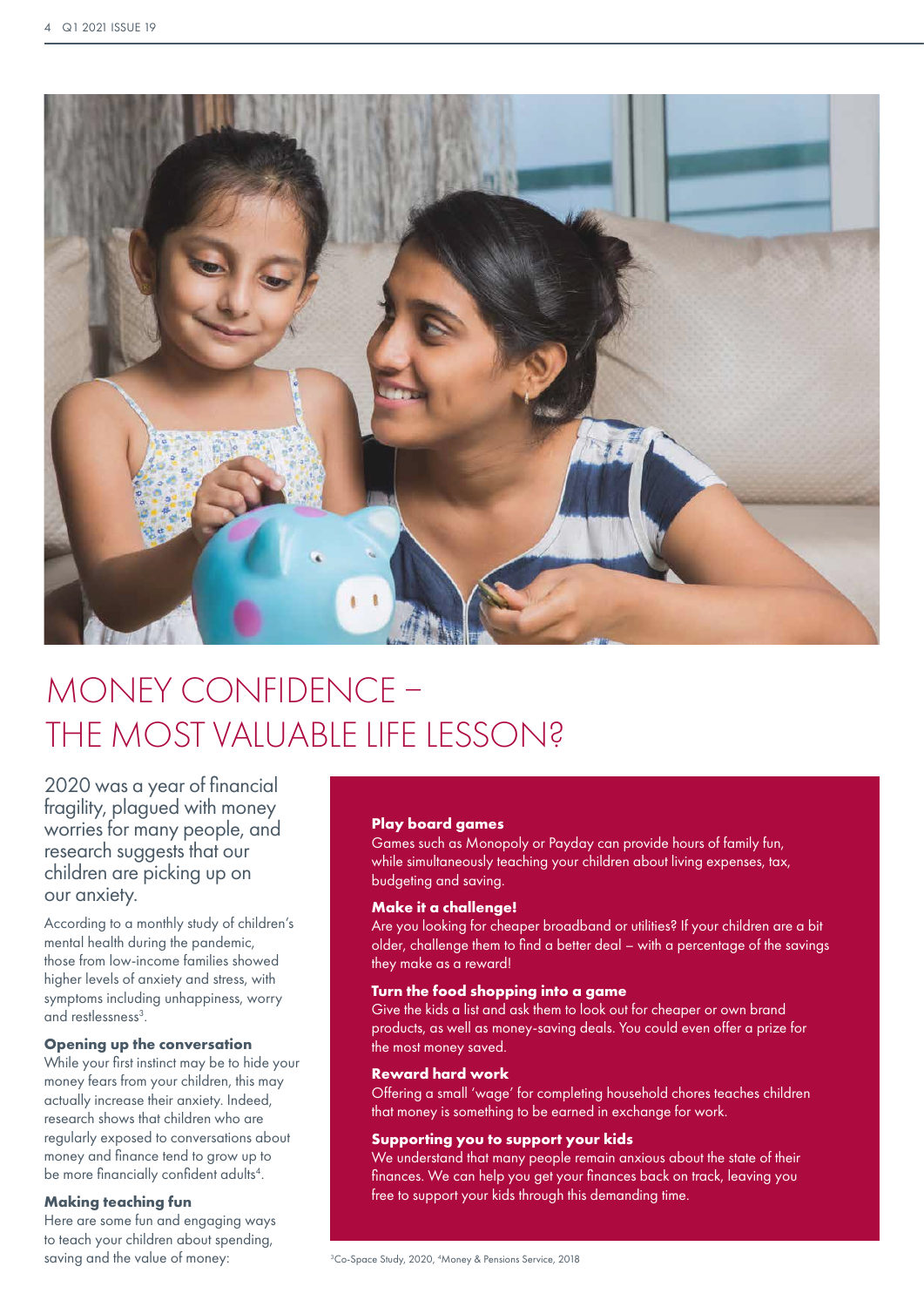# MONEY CONFIDENCE – THE MOST VALUABLE LIFE LESSON?

2020 was a year of financial fragility, plagued with money worries for many people, and research suggests that our children are picking up on our anxiety.

According to a monthly study of children's mental health during the pandemic, those from low-income families showed higher levels of anxiety and stress, with symptoms including unhappiness, worry and restlessness[3].

### Opening up the conversation

While your first instinct may be to hide your money fears from your children, this may actually increase their anxiety. Indeed, research shows that children who are regularly exposed to conversations about money and finance tend to grow up to be more financially confident adults[4].

### Making teaching fun

Here are some fun and engaging ways to teach your children about spending, saving and the value of money:

**Play board games**
Games such as Monopoly or Payday can provide hours of family fun, while simultaneously teaching your children about living expenses, tax, budgeting and saving.

**Make it a challenge!**
Are you looking for cheaper broadband or utilities? If your children are a bit older, challenge them to find a better deal – with a percentage of the savings they make as a reward!

**Turn the food shopping into a game**
Give the kids a list and ask them to look out for cheaper or own brand products, as well as money-saving deals. You could even offer a prize for the most money saved.

**Reward hard work**
Offering a small 'wage' for completing household chores teaches children that money is something to be earned in exchange for work.

**Supporting you to support your kids**
We understand that many people remain anxious about the state of their finances. We can help you get your finances back on track, leaving you free to support your kids through this demanding time.

[3]Co-Space Study, 2020, [4]Money & Pensions Service, 2018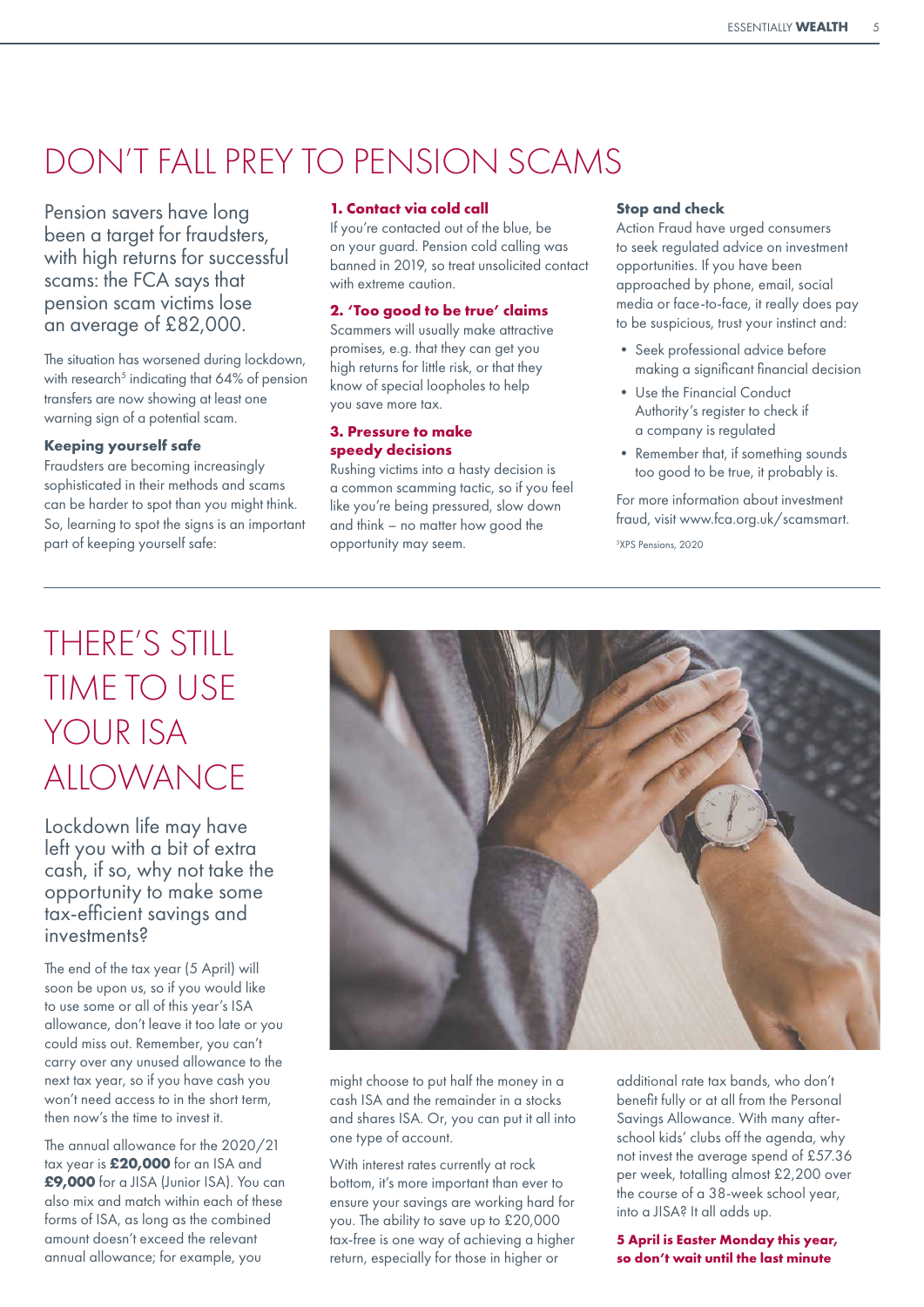# DON'T FALL PREY TO PENSION SCAMS

Pension savers have long been a target for fraudsters, with high returns for successful scams: the FCA says that pension scam victims lose an average of £82,000.

The situation has worsened during lockdown, with research[5] indicating that 64% of pension transfers are now showing at least one warning sign of a potential scam.

### Keeping yourself safe

Fraudsters are becoming increasingly sophisticated in their methods and scams can be harder to spot than you might think. So, learning to spot the signs is an important part of keeping yourself safe:

### 1. Contact via cold call

If you're contacted out of the blue, be on your guard. Pension cold calling was banned in 2019, so treat unsolicited contact with extreme caution.

### 2. 'Too good to be true' claims

Scammers will usually make attractive promises, e.g. that they can get you high returns for little risk, or that they know of special loopholes to help you save more tax.

### 3. Pressure to make speedy decisions

Rushing victims into a hasty decision is a common scamming tactic, so if you feel like you're being pressured, slow down and think – no matter how good the opportunity may seem.

### Stop and check

Action Fraud have urged consumers to seek regulated advice on investment opportunities. If you have been approached by phone, email, social media or face-to-face, it really does pay to be suspicious, trust your instinct and:

- Seek professional advice before making a significant financial decision
- Use the Financial Conduct Authority's register to check if a company is regulated
- Remember that, if something sounds too good to be true, it probably is.

For more information about investment fraud, visit www.fca.org.uk/scamsmart.

[5]XPS Pensions, 2020

# THERE'S STILL TIME TO USE YOUR ISA ALLOWANCE

Lockdown life may have left you with a bit of extra cash, if so, why not take the opportunity to make some tax-efficient savings and investments?

The end of the tax year (5 April) will soon be upon us, so if you would like to use some or all of this year's ISA allowance, don't leave it too late or you could miss out. Remember, you can't carry over any unused allowance to the next tax year, so if you have cash you won't need access to in the short term, then now's the time to invest it.

The annual allowance for the 2020/21 tax year is **£20,000** for an ISA and **£9,000** for a JISA (Junior ISA). You can also mix and match within each of these forms of ISA, as long as the combined amount doesn't exceed the relevant annual allowance; for example, you might choose to put half the money in a cash ISA and the remainder in a stocks and shares ISA. Or, you can put it all into one type of account.

With interest rates currently at rock bottom, it's more important than ever to ensure your savings are working hard for you. The ability to save up to £20,000 tax-free is one way of achieving a higher return, especially for those in higher or additional rate tax bands, who don't benefit fully or at all from the Personal Savings Allowance. With many after-school kids' clubs off the agenda, why not invest the average spend of £57.36 per week, totalling almost £2,200 over the course of a 38-week school year, into a JISA? It all adds up.

**5 April is Easter Monday this year, so don't wait until the last minute**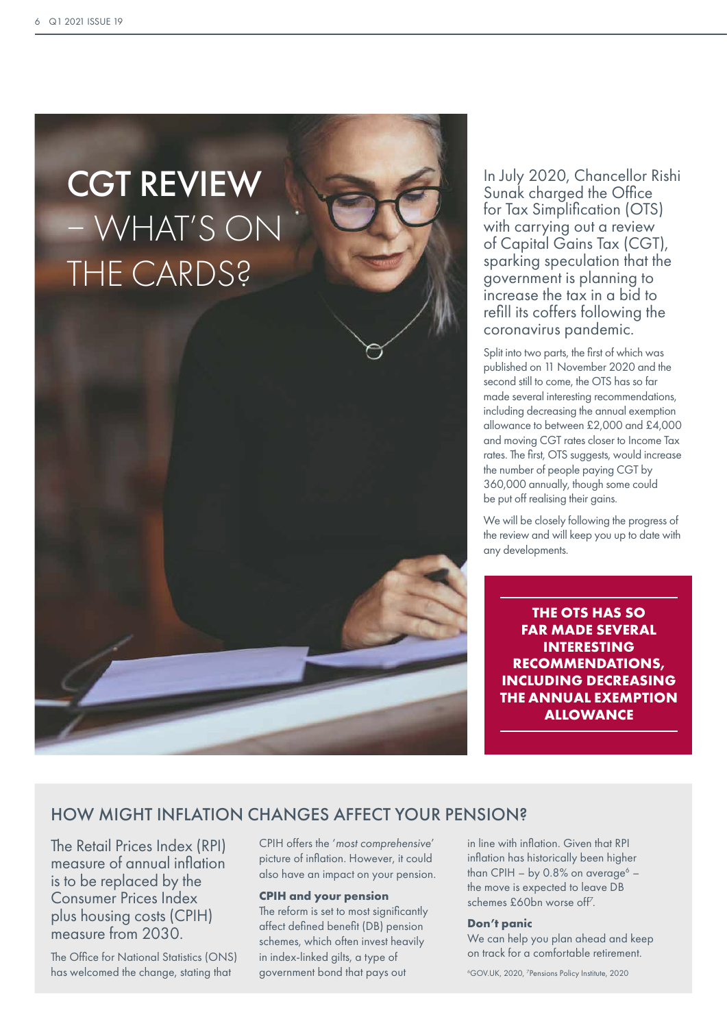# CGT REVIEW – WHAT'S ON THE CARDS?

In July 2020, Chancellor Rishi Sunak charged the Office for Tax Simplification (OTS) with carrying out a review of Capital Gains Tax (CGT), sparking speculation that the government is planning to increase the tax in a bid to refill its coffers following the coronavirus pandemic.

Split into two parts, the first of which was published on 11 November 2020 and the second still to come, the OTS has so far made several interesting recommendations, including decreasing the annual exemption allowance to between £2,000 and £4,000 and moving CGT rates closer to Income Tax rates. The first, OTS suggests, would increase the number of people paying CGT by 360,000 annually, though some could be put off realising their gains.

We will be closely following the progress of the review and will keep you up to date with any developments.

**THE OTS HAS SO FAR MADE SEVERAL INTERESTING RECOMMENDATIONS, INCLUDING DECREASING THE ANNUAL EXEMPTION ALLOWANCE**

## HOW MIGHT INFLATION CHANGES AFFECT YOUR PENSION?

The Retail Prices Index (RPI) measure of annual inflation is to be replaced by the Consumer Prices Index plus housing costs (CPIH) measure from 2030.

The Office for National Statistics (ONS) has welcomed the change, stating that CPIH offers the '*most comprehensive*' picture of inflation. However, it could also have an impact on your pension.

### CPIH and your pension

The reform is set to most significantly affect defined benefit (DB) pension schemes, which often invest heavily in index-linked gilts, a type of government bond that pays out in line with inflation. Given that RPI inflation has historically been higher than CPIH – by 0.8% on average[6] – the move is expected to leave DB schemes £60bn worse off[7].

### Don't panic

We can help you plan ahead and keep on track for a comfortable retirement.

[6]GOV.UK, 2020, [7]Pensions Policy Institute, 2020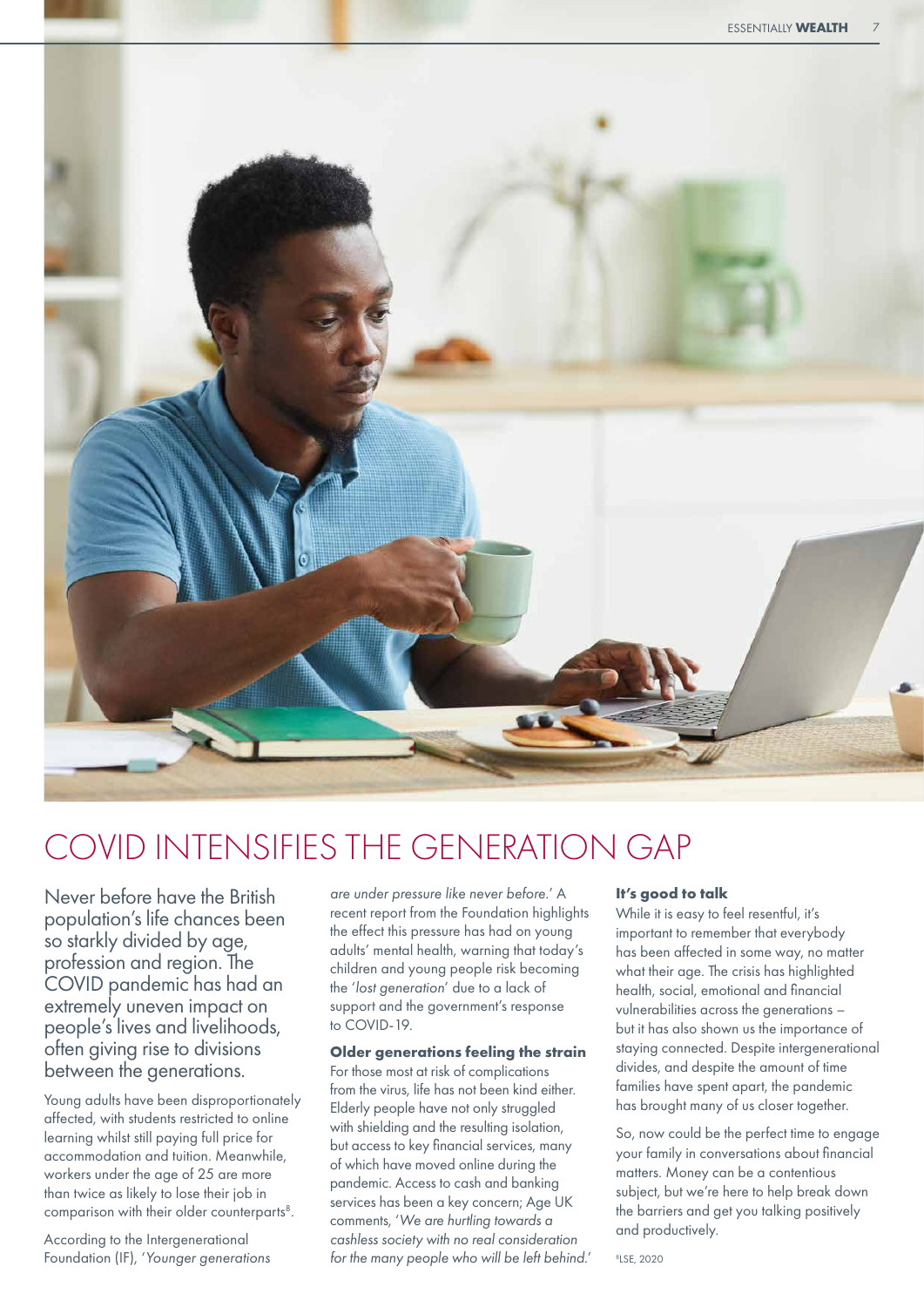# COVID INTENSIFIES THE GENERATION GAP

Never before have the British population's life chances been so starkly divided by age, profession and region. The COVID pandemic has had an extremely uneven impact on people's lives and livelihoods, often giving rise to divisions between the generations.

Young adults have been disproportionately affected, with students restricted to online learning whilst still paying full price for accommodation and tuition. Meanwhile, workers under the age of 25 are more than twice as likely to lose their job in comparison with their older counterparts[8].

According to the Intergenerational Foundation (IF), '*Younger generations are under pressure like never before.*' A recent report from the Foundation highlights the effect this pressure has had on young adults' mental health, warning that today's children and young people risk becoming the '*lost generation*' due to a lack of support and the government's response to COVID-19.

### Older generations feeling the strain

For those most at risk of complications from the virus, life has not been kind either. Elderly people have not only struggled with shielding and the resulting isolation, but access to key financial services, many of which have moved online during the pandemic. Access to cash and banking services has been a key concern; Age UK comments, '*We are hurtling towards a cashless society with no real consideration for the many people who will be left behind.*'

### It's good to talk

While it is easy to feel resentful, it's important to remember that everybody has been affected in some way, no matter what their age. The crisis has highlighted health, social, emotional and financial vulnerabilities across the generations – but it has also shown us the importance of staying connected. Despite intergenerational divides, and despite the amount of time families have spent apart, the pandemic has brought many of us closer together.

So, now could be the perfect time to engage your family in conversations about financial matters. Money can be a contentious subject, but we're here to help break down the barriers and get you talking positively and productively.

[8] LSE, 2020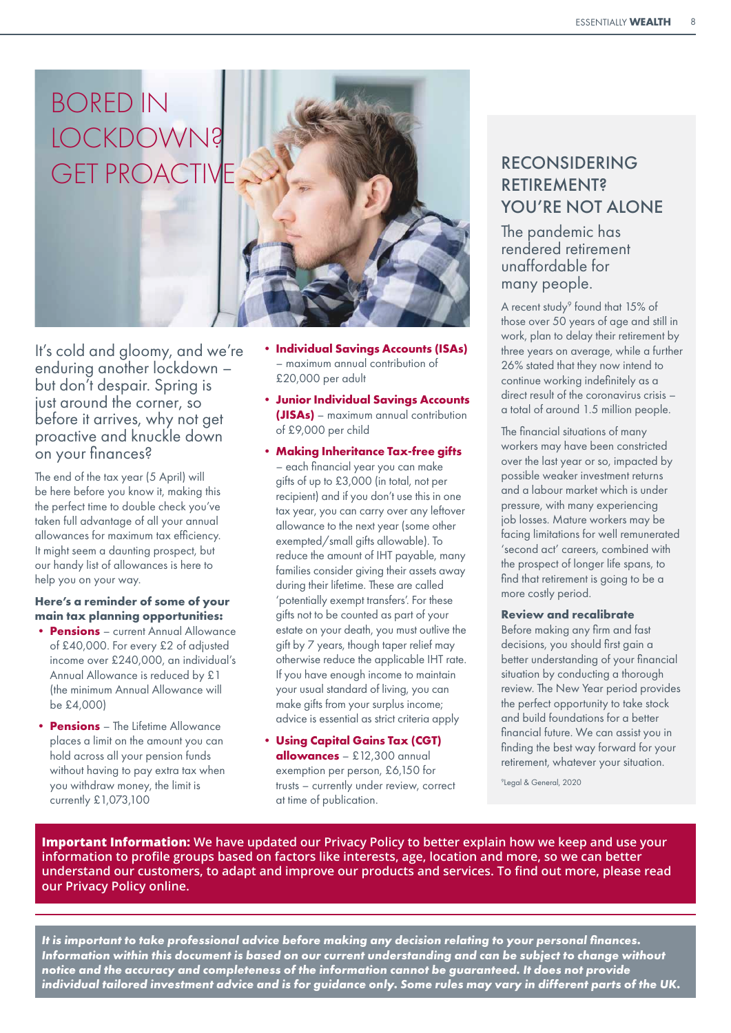# BORED IN LOCKDOWN? GET PROACTIVE

It's cold and gloomy, and we're enduring another lockdown – but don't despair. Spring is just around the corner, so before it arrives, why not get proactive and knuckle down on your finances?

The end of the tax year (5 April) will be here before you know it, making this the perfect time to double check you've taken full advantage of all your annual allowances for maximum tax efficiency. It might seem a daunting prospect, but our handy list of allowances is here to help you on your way.

**Here's a reminder of some of your main tax planning opportunities:**

- **Pensions** – current Annual Allowance of £40,000. For every £2 of adjusted income over £240,000, an individual's Annual Allowance is reduced by £1 (the minimum Annual Allowance will be £4,000)
- **Pensions** – The Lifetime Allowance places a limit on the amount you can hold across all your pension funds without having to pay extra tax when you withdraw money, the limit is currently £1,073,100
- **Individual Savings Accounts (ISAs)** – maximum annual contribution of £20,000 per adult
- **Junior Individual Savings Accounts (JISAs)** – maximum annual contribution of £9,000 per child
- **Making Inheritance Tax-free gifts** – each financial year you can make gifts of up to £3,000 (in total, not per recipient) and if you don't use this in one tax year, you can carry over any leftover allowance to the next year (some other exempted/small gifts allowable). To reduce the amount of IHT payable, many families consider giving their assets away during their lifetime. These are called 'potentially exempt transfers'. For these gifts not to be counted as part of your estate on your death, you must outlive the gift by 7 years, though taper relief may otherwise reduce the applicable IHT rate. If you have enough income to maintain your usual standard of living, you can make gifts from your surplus income; advice is essential as strict criteria apply
- **Using Capital Gains Tax (CGT) allowances** – £12,300 annual exemption per person, £6,150 for trusts – currently under review, correct at time of publication.

## RECONSIDERING RETIREMENT? YOU'RE NOT ALONE

The pandemic has rendered retirement unaffordable for many people.

A recent study[9] found that 15% of those over 50 years of age and still in work, plan to delay their retirement by three years on average, while a further 26% stated that they now intend to continue working indefinitely as a direct result of the coronavirus crisis – a total of around 1.5 million people.

The financial situations of many workers may have been constricted over the last year or so, impacted by possible weaker investment returns and a labour market which is under pressure, with many experiencing job losses. Mature workers may be facing limitations for well remunerated 'second act' careers, combined with the prospect of longer life spans, to find that retirement is going to be a more costly period.

**Review and recalibrate**

Before making any firm and fast decisions, you should first gain a better understanding of your financial situation by conducting a thorough review. The New Year period provides the perfect opportunity to take stock and build foundations for a better financial future. We can assist you in finding the best way forward for your retirement, whatever your situation.

[9]Legal & General, 2020

**Important Information:** We have updated our Privacy Policy to better explain how we keep and use your information to profile groups based on factors like interests, age, location and more, so we can better understand our customers, to adapt and improve our products and services. To find out more, please read our Privacy Policy online.

***It is important to take professional advice before making any decision relating to your personal finances. Information within this document is based on our current understanding and can be subject to change without notice and the accuracy and completeness of the information cannot be guaranteed. It does not provide individual tailored investment advice and is for guidance only. Some rules may vary in different parts of the UK.***